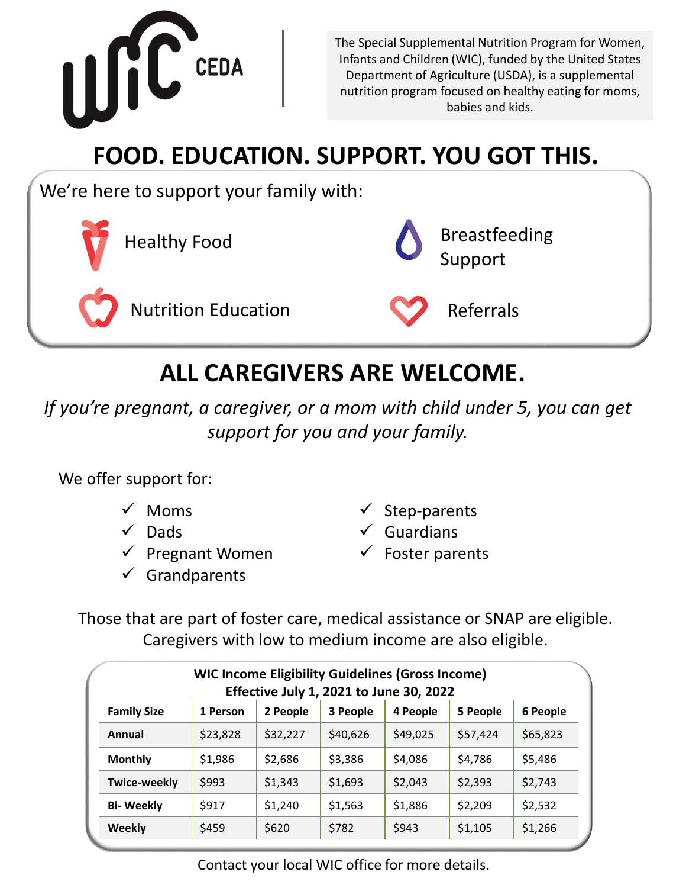WIC CEDA

The Special Supplemental Nutrition Program for Women, Infants and Children (WIC), funded by the United States Department of Agriculture (USDA), is a supplemental nutrition program focused on healthy eating for moms, babies and kids.

# FOOD. EDUCATION. SUPPORT. YOU GOT THIS.

We're here to support your family with:

- Healthy Food
- Breastfeeding Support
- Nutrition Education
- Referrals

# ALL CAREGIVERS ARE WELCOME.

*If you're pregnant, a caregiver, or a mom with child under 5, you can get support for you and your family.*

We offer support for:

- ✓ Moms
- ✓ Dads
- ✓ Pregnant Women
- ✓ Grandparents
- ✓ Step-parents
- ✓ Guardians
- ✓ Foster parents

Those that are part of foster care, medical assistance or SNAP are eligible. Caregivers with low to medium income are also eligible.

**WIC Income Eligibility Guidelines (Gross Income)**
**Effective July 1, 2021 to June 30, 2022**

| Family Size | 1 Person | 2 People | 3 People | 4 People | 5 People | 6 People |
|---|---|---|---|---|---|---|
| Annual | $23,828 | $32,227 | $40,626 | $49,025 | $57,424 | $65,823 |
| Monthly | $1,986 | $2,686 | $3,386 | $4,086 | $4,786 | $5,486 |
| Twice-weekly | $993 | $1,343 | $1,693 | $2,043 | $2,393 | $2,743 |
| Bi- Weekly | $917 | $1,240 | $1,563 | $1,886 | $2,209 | $2,532 |
| Weekly | $459 | $620 | $782 | $943 | $1,105 | $1,266 |

Contact your local WIC office for more details.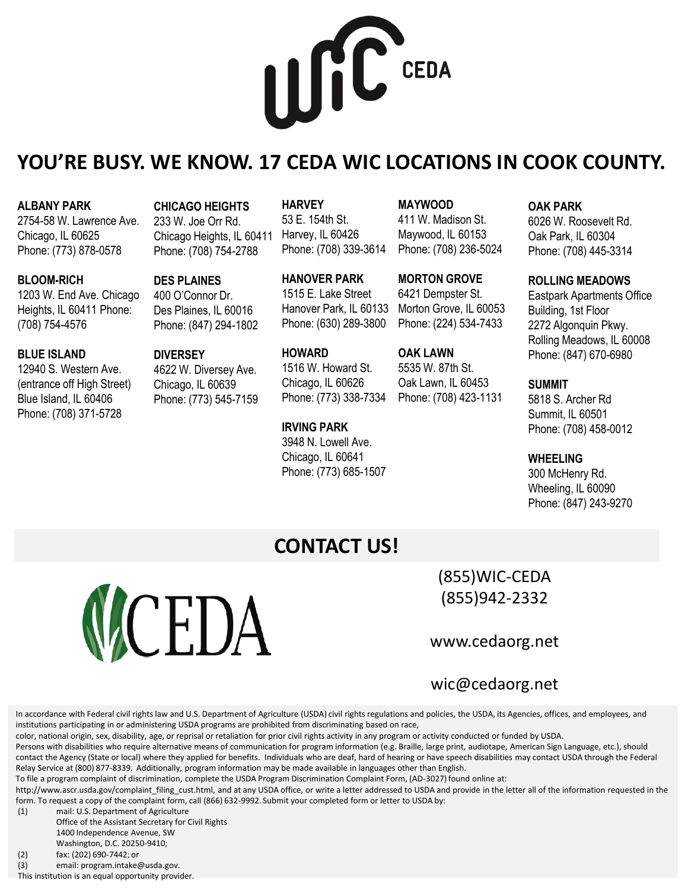# YOU'RE BUSY. WE KNOW. 17 CEDA WIC LOCATIONS IN COOK COUNTY.

**ALBANY PARK**
2754-58 W. Lawrence Ave.
Chicago, IL 60625
Phone: (773) 878-0578

**BLOOM-RICH**
1203 W. End Ave. Chicago Heights, IL 60411 Phone: (708) 754-4576

**BLUE ISLAND**
12940 S. Western Ave.
(entrance off High Street)
Blue Island, IL 60406
Phone: (708) 371-5728

**CHICAGO HEIGHTS**
233 W. Joe Orr Rd.
Chicago Heights, IL 60411
Phone: (708) 754-2788

**DES PLAINES**
400 O'Connor Dr.
Des Plaines, IL 60016
Phone: (847) 294-1802

**DIVERSEY**
4622 W. Diversey Ave.
Chicago, IL 60639
Phone: (773) 545-7159

**HARVEY**
53 E. 154th St.
Harvey, IL 60426
Phone: (708) 339-3614

**HANOVER PARK**
1515 E. Lake Street
Hanover Park, IL 60133
Phone: (630) 289-3800

**HOWARD**
1516 W. Howard St.
Chicago, IL 60626
Phone: (773) 338-7334

**IRVING PARK**
3948 N. Lowell Ave.
Chicago, IL 60641
Phone: (773) 685-1507

**MAYWOOD**
411 W. Madison St.
Maywood, IL 60153
Phone: (708) 236-5024

**MORTON GROVE**
6421 Dempster St.
Morton Grove, IL 60053
Phone: (224) 534-7433

**OAK LAWN**
5535 W. 87th St.
Oak Lawn, IL 60453
Phone: (708) 423-1131

**OAK PARK**
6026 W. Roosevelt Rd.
Oak Park, IL 60304
Phone: (708) 445-3314

**ROLLING MEADOWS**
Eastpark Apartments Office Building, 1st Floor
2272 Algonquin Pkwy.
Rolling Meadows, IL 60008
Phone: (847) 670-6980

**SUMMIT**
5818 S. Archer Rd
Summit, IL 60501
Phone: (708) 458-0012

**WHEELING**
300 McHenry Rd.
Wheeling, IL 60090
Phone: (847) 243-9270

## CONTACT US!

CEDA

(855)WIC-CEDA
(855)942-2332

www.cedaorg.net

wic@cedaorg.net

In accordance with Federal civil rights law and U.S. Department of Agriculture (USDA) civil rights regulations and policies, the USDA, its Agencies, offices, and employees, and institutions participating in or administering USDA programs are prohibited from discriminating based on race, color, national origin, sex, disability, age, or reprisal or retaliation for prior civil rights activity in any program or activity conducted or funded by USDA.

Persons with disabilities who require alternative means of communication for program information (e.g. Braille, large print, audiotape, American Sign Language, etc.), should contact the Agency (State or local) where they applied for benefits. Individuals who are deaf, hard of hearing or have speech disabilities may contact USDA through the Federal Relay Service at (800) 877-8339. Additionally, program information may be made available in languages other than English.

To file a program complaint of discrimination, complete the USDA Program Discrimination Complaint Form, (AD-3027) found online at: http://www.ascr.usda.gov/complaint_filing_cust.html, and at any USDA office, or write a letter addressed to USDA and provide in the letter all of the information requested in the form. To request a copy of the complaint form, call (866) 632-9992. Submit your completed form or letter to USDA by:

(1) mail: U.S. Department of Agriculture
Office of the Assistant Secretary for Civil Rights
1400 Independence Avenue, SW
Washington, D.C. 20250-9410;
(2) fax: (202) 690-7442; or
(3) email: program.intake@usda.gov.

This institution is an equal opportunity provider.